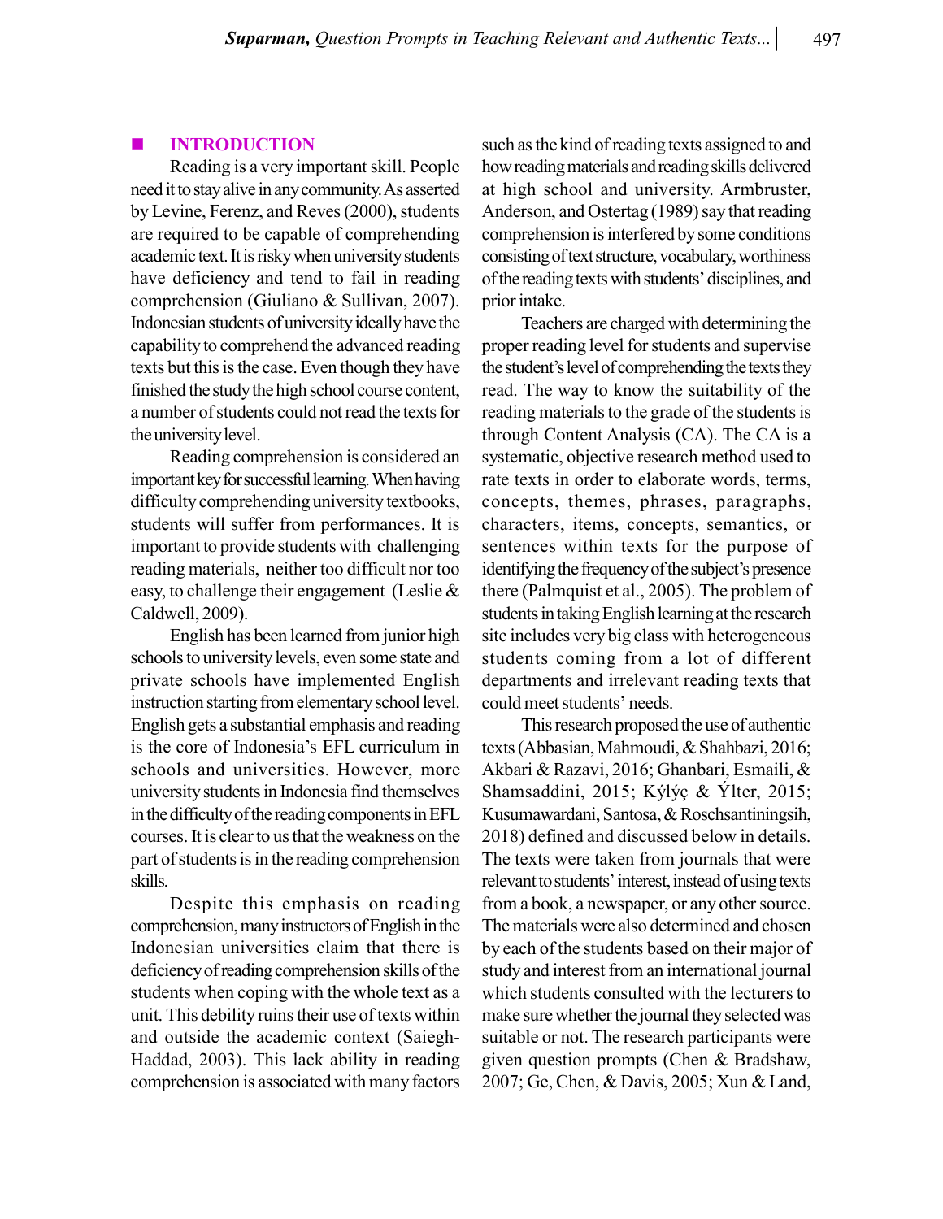## INTRODUCTION

Reading is a very important skill. People need it to stay alive in any community. As asserted by Levine, Ferenz, and Reves (2000), students are required to be capable of comprehending academic text. It is risky when university students have deficiency and tend to fail in reading comprehension (Giuliano & Sullivan, 2007). Indonesian students of university ideally have the capability to comprehend the advanced reading texts but this is the case. Even though they have finished the study the high school course content, a number of students could not read the texts for the university level.

Reading comprehension is considered an important key for successful learning. When having difficulty comprehending university textbooks, students will suffer from performances. It is important to provide students with challenging reading materials, neither too difficult nor too easy, to challenge their engagement (Leslie & Caldwell, 2009).

English has been learned from junior high schools to university levels, even some state and private schools have implemented English instruction starting from elementary school level. English gets a substantial emphasis and reading is the core of Indonesia's EFL curriculum in schools and universities. However, more university students in Indonesia find themselves in the difficulty of the reading components in EFL courses. It is clear to us that the weakness on the part of students is in the reading comprehension skills.

Despite this emphasis on reading comprehension, many instructors of English in the Indonesian universities claim that there is deficiency of reading comprehension skills of the students when coping with the whole text as a unit. This debility ruins their use of texts within and outside the academic context (Saiegh-Haddad, 2003). This lack ability in reading comprehension is associated with many factors such as the kind of reading texts assigned to and how reading materials and reading skills delivered at high school and university. Armbruster, Anderson, and Ostertag (1989) say that reading comprehension is interfered by some conditions consisting of text structure, vocabulary, worthiness of the reading texts with students' disciplines, and prior intake.

Teachers are charged with determining the proper reading level for students and supervise the student's level of comprehending the texts they read. The way to know the suitability of the reading materials to the grade of the students is through Content Analysis (CA). The CA is a systematic, objective research method used to rate texts in order to elaborate words, terms, concepts, themes, phrases, paragraphs, characters, items, concepts, semantics, or sentences within texts for the purpose of identifying the frequency of the subject's presence there (Palmquist et al., 2005). The problem of students in taking English learning at the research site includes very big class with heterogeneous students coming from a lot of different departments and irrelevant reading texts that could meet students' needs.

This research proposed the use of authentic texts (Abbasian, Mahmoudi, & Shahbazi, 2016; Akbari & Razavi, 2016; Ghanbari, Esmaili, & Shamsaddini, 2015; Kýlýç & Ýlter, 2015; Kusumawardani, Santosa, & Roschsantiningsih, 2018) defined and discussed below in details. The texts were taken from journals that were relevant to students' interest, instead of using texts from a book, a newspaper, or any other source. The materials were also determined and chosen by each of the students based on their major of study and interest from an international journal which students consulted with the lecturers to make sure whether the journal they selected was suitable or not. The research participants were given question prompts (Chen & Bradshaw, 2007; Ge, Chen, & Davis, 2005; Xun & Land,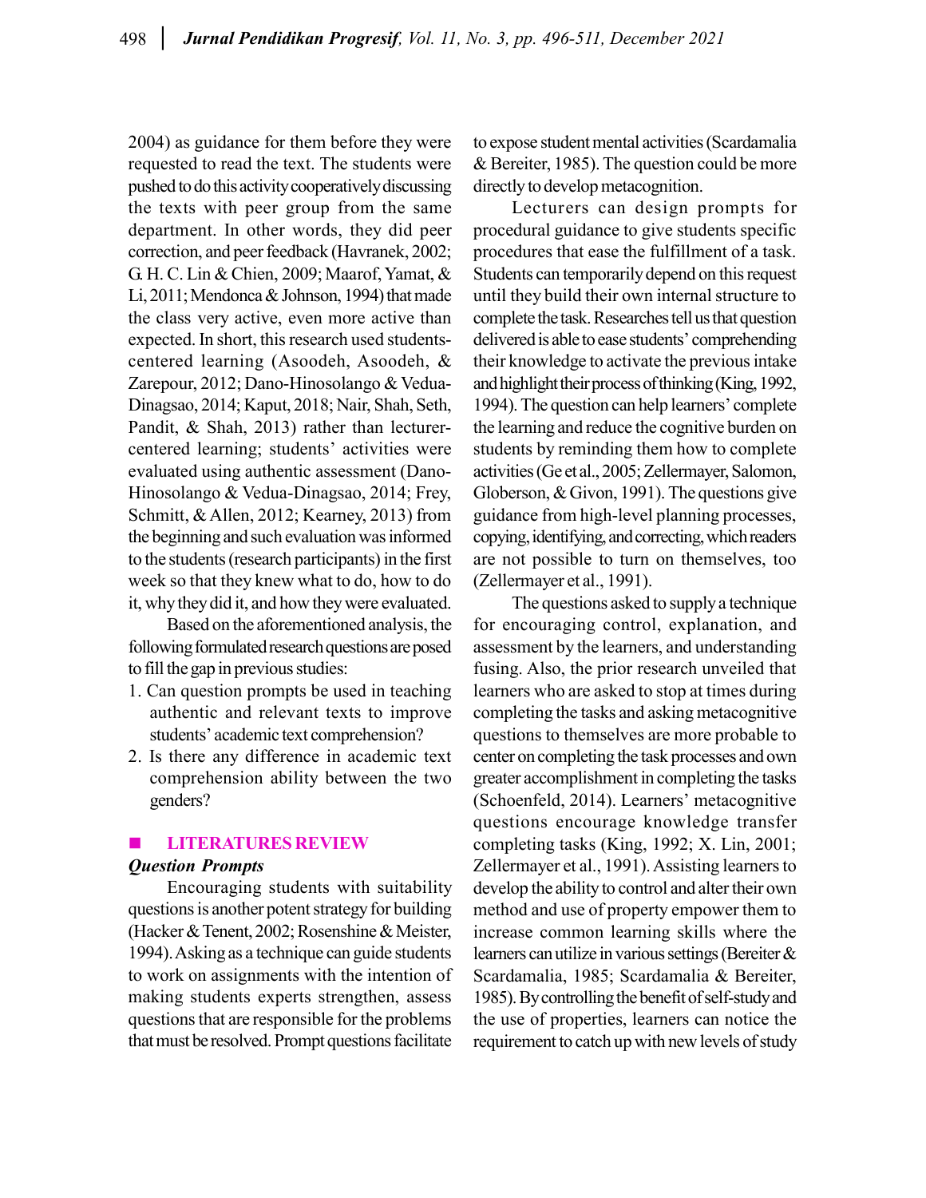2004) as guidance for them before they were requested to read the text. The students were pushed to do this activity cooperatively discussing the texts with peer group from the same department. In other words, they did peer correction, and peer feedback (Havranek, 2002; G. H. C. Lin & Chien, 2009; Maarof, Yamat, & Li, 2011; Mendonca & Johnson, 1994) that made the class very active, even more active than expected. In short, this research used students-centered learning (Asoodeh, Asoodeh, & Zarepour, 2012; Dano-Hinosolango & Vedua-Dinagsao, 2014; Kaput, 2018; Nair, Shah, Seth, Pandit, & Shah, 2013) rather than lecturer-centered learning; students' activities were evaluated using authentic assessment (Dano-Hinosolango & Vedua-Dinagsao, 2014; Frey, Schmitt, & Allen, 2012; Kearney, 2013) from the beginning and such evaluation was informed to the students (research participants) in the first week so that they knew what to do, how to do it, why they did it, and how they were evaluated.

Based on the aforementioned analysis, the following formulated research questions are posed to fill the gap in previous studies:

1. Can question prompts be used in teaching authentic and relevant texts to improve students' academic text comprehension?
2. Is there any difference in academic text comprehension ability between the two genders?

## LITERATURES REVIEW

### *Question Prompts*

Encouraging students with suitability questions is another potent strategy for building (Hacker & Tenent, 2002; Rosenshine & Meister, 1994). Asking as a technique can guide students to work on assignments with the intention of making students experts strengthen, assess questions that are responsible for the problems that must be resolved. Prompt questions facilitate to expose student mental activities (Scardamalia & Bereiter, 1985). The question could be more directly to develop metacognition.

Lecturers can design prompts for procedural guidance to give students specific procedures that ease the fulfillment of a task. Students can temporarily depend on this request until they build their own internal structure to complete the task. Researches tell us that question delivered is able to ease students' comprehending their knowledge to activate the previous intake and highlight their process of thinking (King, 1992, 1994). The question can help learners' complete the learning and reduce the cognitive burden on students by reminding them how to complete activities (Ge et al., 2005; Zellermayer, Salomon, Globerson, & Givon, 1991). The questions give guidance from high-level planning processes, copying, identifying, and correcting, which readers are not possible to turn on themselves, too (Zellermayer et al., 1991).

The questions asked to supply a technique for encouraging control, explanation, and assessment by the learners, and understanding fusing. Also, the prior research unveiled that learners who are asked to stop at times during completing the tasks and asking metacognitive questions to themselves are more probable to center on completing the task processes and own greater accomplishment in completing the tasks (Schoenfeld, 2014). Learners' metacognitive questions encourage knowledge transfer completing tasks (King, 1992; X. Lin, 2001; Zellermayer et al., 1991). Assisting learners to develop the ability to control and alter their own method and use of property empower them to increase common learning skills where the learners can utilize in various settings (Bereiter & Scardamalia, 1985; Scardamalia & Bereiter, 1985). By controlling the benefit of self-study and the use of properties, learners can notice the requirement to catch up with new levels of study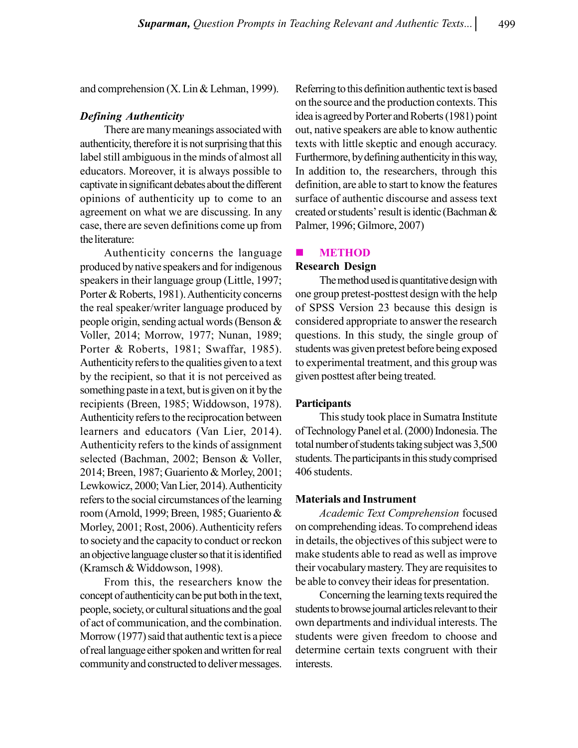and comprehension (X. Lin & Lehman, 1999).

### *Defining Authenticity*

There are many meanings associated with authenticity, therefore it is not surprising that this label still ambiguous in the minds of almost all educators. Moreover, it is always possible to captivate in significant debates about the different opinions of authenticity up to come to an agreement on what we are discussing. In any case, there are seven definitions come up from the literature:

Authenticity concerns the language produced by native speakers and for indigenous speakers in their language group (Little, 1997; Porter & Roberts, 1981). Authenticity concerns the real speaker/writer language produced by people origin, sending actual words (Benson & Voller, 2014; Morrow, 1977; Nunan, 1989; Porter & Roberts, 1981; Swaffar, 1985). Authenticity refers to the qualities given to a text by the recipient, so that it is not perceived as something paste in a text, but is given on it by the recipients (Breen, 1985; Widdowson, 1978). Authenticity refers to the reciprocation between learners and educators (Van Lier, 2014). Authenticity refers to the kinds of assignment selected (Bachman, 2002; Benson & Voller, 2014; Breen, 1987; Guariento & Morley, 2001; Lewkowicz, 2000; Van Lier, 2014). Authenticity refers to the social circumstances of the learning room (Arnold, 1999; Breen, 1985; Guariento & Morley, 2001; Rost, 2006). Authenticity refers to society and the capacity to conduct or reckon an objective language cluster so that it is identified (Kramsch & Widdowson, 1998).

From this, the researchers know the concept of authenticity can be put both in the text, people, society, or cultural situations and the goal of act of communication, and the combination. Morrow (1977) said that authentic text is a piece of real language either spoken and written for real community and constructed to deliver messages. Referring to this definition authentic text is based on the source and the production contexts. This idea is agreed by Porter and Roberts (1981) point out, native speakers are able to know authentic texts with little skeptic and enough accuracy. Furthermore, by defining authenticity in this way, In addition to, the researchers, through this definition, are able to start to know the features surface of authentic discourse and assess text created or students' result is identic (Bachman & Palmer, 1996; Gilmore, 2007)

## METHOD

### Research Design

The method used is quantitative design with one group pretest-posttest design with the help of SPSS Version 23 because this design is considered appropriate to answer the research questions. In this study, the single group of students was given pretest before being exposed to experimental treatment, and this group was given posttest after being treated.

### Participants

This study took place in Sumatra Institute of Technology Panel et al. (2000) Indonesia. The total number of students taking subject was 3,500 students. The participants in this study comprised 406 students.

### Materials and Instrument

*Academic Text Comprehension* focused on comprehending ideas. To comprehend ideas in details, the objectives of this subject were to make students able to read as well as improve their vocabulary mastery. They are requisites to be able to convey their ideas for presentation.

Concerning the learning texts required the students to browse journal articles relevant to their own departments and individual interests. The students were given freedom to choose and determine certain texts congruent with their interests.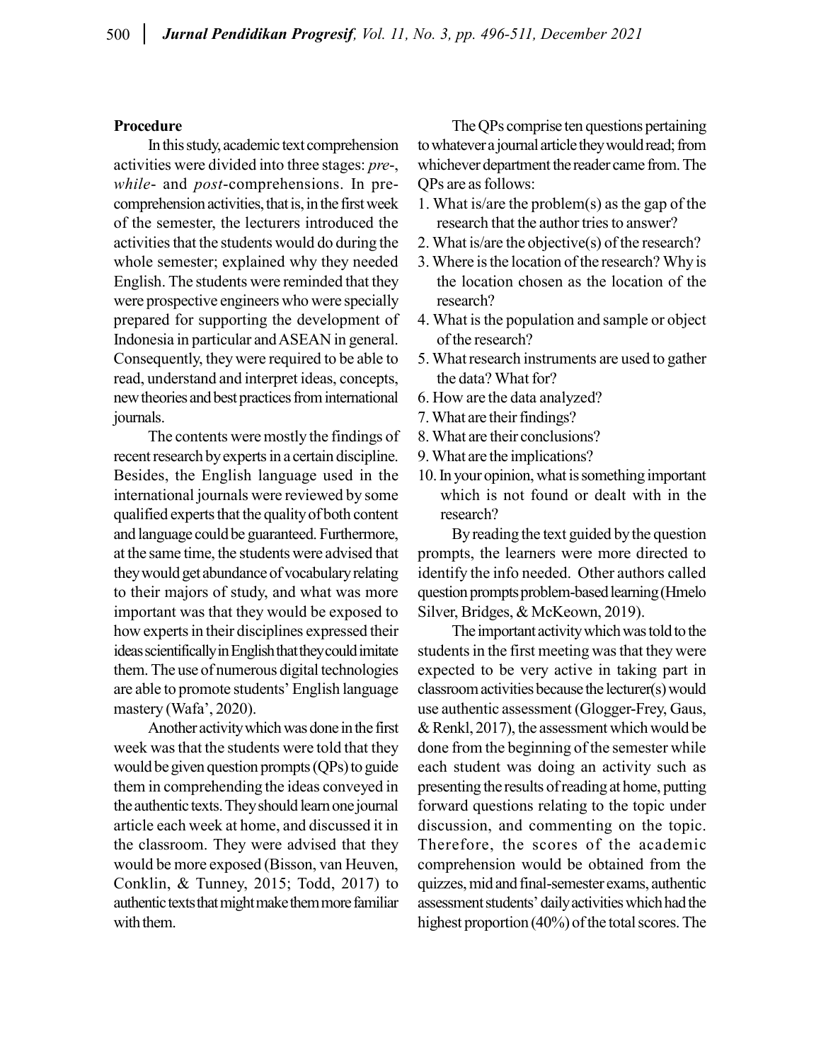**Procedure**

In this study, academic text comprehension activities were divided into three stages: *pre*-, *while*- and *post*-comprehensions. In pre-comprehension activities, that is, in the first week of the semester, the lecturers introduced the activities that the students would do during the whole semester; explained why they needed English. The students were reminded that they were prospective engineers who were specially prepared for supporting the development of Indonesia in particular and ASEAN in general. Consequently, they were required to be able to read, understand and interpret ideas, concepts, new theories and best practices from international journals.

The contents were mostly the findings of recent research by experts in a certain discipline. Besides, the English language used in the international journals were reviewed by some qualified experts that the quality of both content and language could be guaranteed. Furthermore, at the same time, the students were advised that they would get abundance of vocabulary relating to their majors of study, and what was more important was that they would be exposed to how experts in their disciplines expressed their ideas scientifically in English that they could imitate them. The use of numerous digital technologies are able to promote students' English language mastery (Wafa', 2020).

Another activity which was done in the first week was that the students were told that they would be given question prompts (QPs) to guide them in comprehending the ideas conveyed in the authentic texts. They should learn one journal article each week at home, and discussed it in the classroom. They were advised that they would be more exposed (Bisson, van Heuven, Conklin, & Tunney, 2015; Todd, 2017) to authentic texts that might make them more familiar with them.

The QPs comprise ten questions pertaining to whatever a journal article they would read; from whichever department the reader came from. The QPs are as follows:

1. What is/are the problem(s) as the gap of the research that the author tries to answer?
2. What is/are the objective(s) of the research?
3. Where is the location of the research? Why is the location chosen as the location of the research?
4. What is the population and sample or object of the research?
5. What research instruments are used to gather the data? What for?
6. How are the data analyzed?
7. What are their findings?
8. What are their conclusions?
9. What are the implications?
10. In your opinion, what is something important which is not found or dealt with in the research?

By reading the text guided by the question prompts, the learners were more directed to identify the info needed. Other authors called question prompts problem-based learning (Hmelo Silver, Bridges, & McKeown, 2019).

The important activity which was told to the students in the first meeting was that they were expected to be very active in taking part in classroom activities because the lecturer(s) would use authentic assessment (Glogger-Frey, Gaus, & Renkl, 2017), the assessment which would be done from the beginning of the semester while each student was doing an activity such as presenting the results of reading at home, putting forward questions relating to the topic under discussion, and commenting on the topic. Therefore, the scores of the academic comprehension would be obtained from the quizzes, mid and final-semester exams, authentic assessment students' daily activities which had the highest proportion (40%) of the total scores. The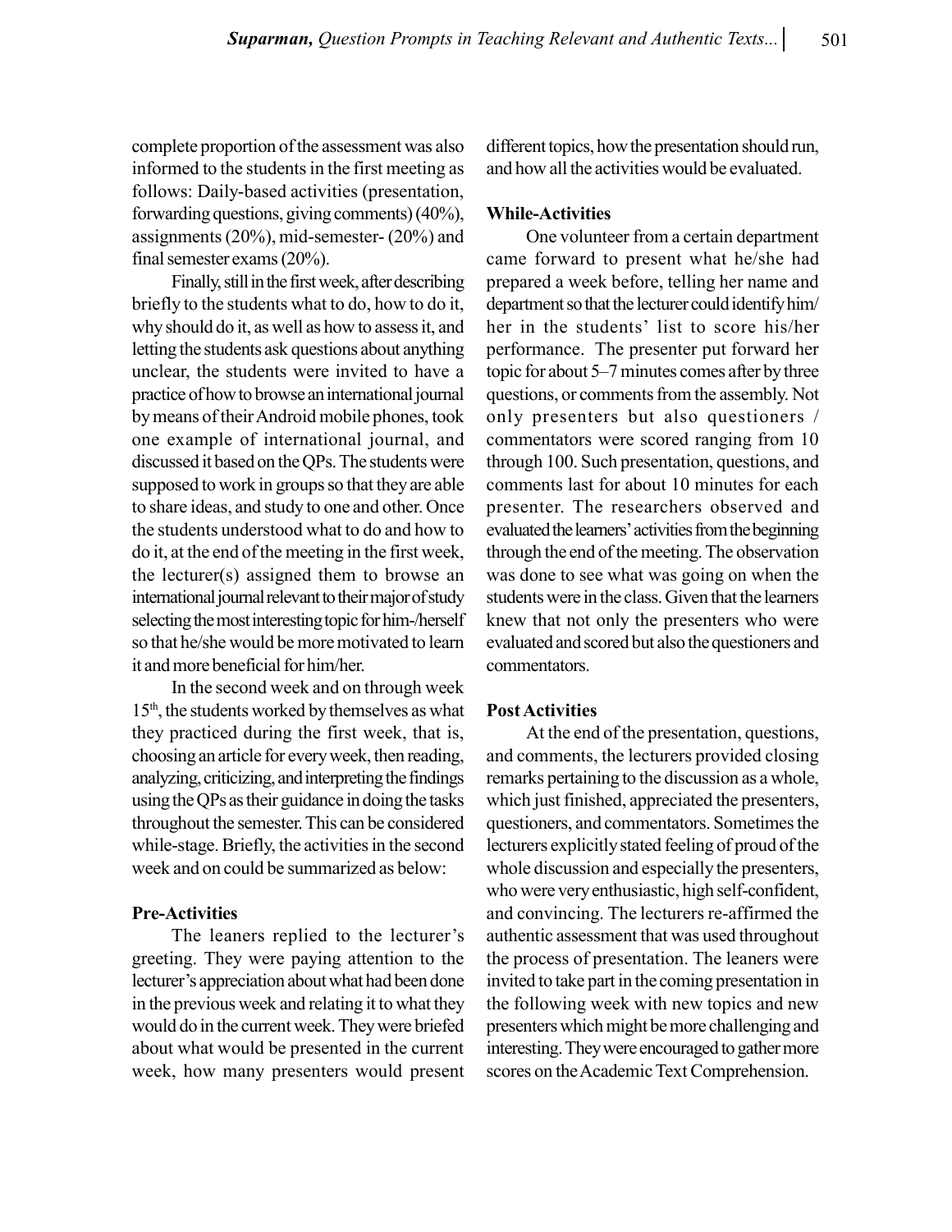complete proportion of the assessment was also informed to the students in the first meeting as follows: Daily-based activities (presentation, forwarding questions, giving comments) (40%), assignments (20%), mid-semester- (20%) and final semester exams (20%).

Finally, still in the first week, after describing briefly to the students what to do, how to do it, why should do it, as well as how to assess it, and letting the students ask questions about anything unclear, the students were invited to have a practice of how to browse an international journal by means of their Android mobile phones, took one example of international journal, and discussed it based on the QPs. The students were supposed to work in groups so that they are able to share ideas, and study to one and other. Once the students understood what to do and how to do it, at the end of the meeting in the first week, the lecturer(s) assigned them to browse an international journal relevant to their major of study selecting the most interesting topic for him-/herself so that he/she would be more motivated to learn it and more beneficial for him/her.

In the second week and on through week 15th, the students worked by themselves as what they practiced during the first week, that is, choosing an article for every week, then reading, analyzing, criticizing, and interpreting the findings using the QPs as their guidance in doing the tasks throughout the semester. This can be considered while-stage. Briefly, the activities in the second week and on could be summarized as below:

**Pre-Activities**

The leaners replied to the lecturer's greeting. They were paying attention to the lecturer's appreciation about what had been done in the previous week and relating it to what they would do in the current week. They were briefed about what would be presented in the current week, how many presenters would present different topics, how the presentation should run, and how all the activities would be evaluated.

**While-Activities**

One volunteer from a certain department came forward to present what he/she had prepared a week before, telling her name and department so that the lecturer could identify him/her in the students' list to score his/her performance. The presenter put forward her topic for about 5–7 minutes comes after by three questions, or comments from the assembly. Not only presenters but also questioners / commentators were scored ranging from 10 through 100. Such presentation, questions, and comments last for about 10 minutes for each presenter. The researchers observed and evaluated the learners' activities from the beginning through the end of the meeting. The observation was done to see what was going on when the students were in the class. Given that the learners knew that not only the presenters who were evaluated and scored but also the questioners and commentators.

**Post Activities**

At the end of the presentation, questions, and comments, the lecturers provided closing remarks pertaining to the discussion as a whole, which just finished, appreciated the presenters, questioners, and commentators. Sometimes the lecturers explicitly stated feeling of proud of the whole discussion and especially the presenters, who were very enthusiastic, high self-confident, and convincing. The lecturers re-affirmed the authentic assessment that was used throughout the process of presentation. The leaners were invited to take part in the coming presentation in the following week with new topics and new presenters which might be more challenging and interesting. They were encouraged to gather more scores on the Academic Text Comprehension.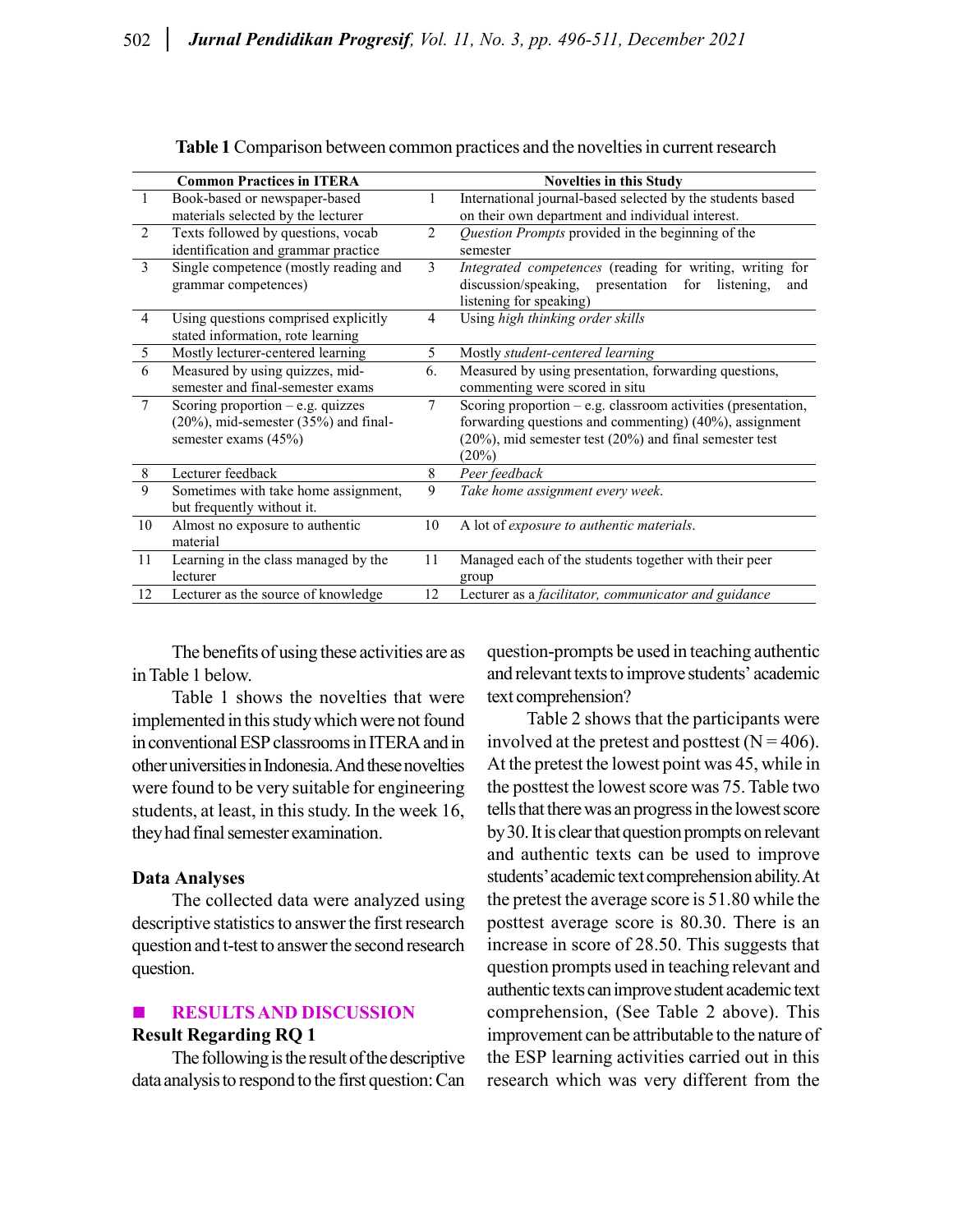**Table 1** Comparison between common practices and the novelties in current research

| | Common Practices in ITERA | | Novelties in this Study |
|---|---|---|---|
| 1 | Book-based or newspaper-based materials selected by the lecturer | 1 | International journal-based selected by the students based on their own department and individual interest. |
| 2 | Texts followed by questions, vocab identification and grammar practice | 2 | *Question Prompts* provided in the beginning of the semester |
| 3 | Single competence (mostly reading and grammar competences) | 3 | *Integrated competences* (reading for writing, writing for discussion/speaking, presentation for listening, and listening for speaking) |
| 4 | Using questions comprised explicitly stated information, rote learning | 4 | Using *high thinking order skills* |
| 5 | Mostly lecturer-centered learning | 5 | Mostly *student-centered learning* |
| 6 | Measured by using quizzes, mid-semester and final-semester exams | 6. | Measured by using presentation, forwarding questions, commenting were scored in situ |
| 7 | Scoring proportion – e.g. quizzes (20%), mid-semester (35%) and final-semester exams (45%) | 7 | Scoring proportion – e.g. classroom activities (presentation, forwarding questions and commenting) (40%), assignment (20%), mid semester test (20%) and final semester test (20%) |
| 8 | Lecturer feedback | 8 | *Peer feedback* |
| 9 | Sometimes with take home assignment, but frequently without it. | 9 | *Take home assignment every week*. |
| 10 | Almost no exposure to authentic material | 10 | A lot of *exposure to authentic materials*. |
| 11 | Learning in the class managed by the lecturer | 11 | Managed each of the students together with their peer group |
| 12 | Lecturer as the source of knowledge | 12 | Lecturer as a *facilitator, communicator and guidance* |

The benefits of using these activities are as in Table 1 below.

Table 1 shows the novelties that were implemented in this study which were not found in conventional ESP classrooms in ITERA and in other universities in Indonesia. And these novelties were found to be very suitable for engineering students, at least, in this study. In the week 16, they had final semester examination.

### Data Analyses

The collected data were analyzed using descriptive statistics to answer the first research question and t-test to answer the second research question.

## RESULTS AND DISCUSSION

### Result Regarding RQ 1

The following is the result of the descriptive data analysis to respond to the first question: Can question-prompts be used in teaching authentic and relevant texts to improve students' academic text comprehension?

Table 2 shows that the participants were involved at the pretest and posttest (N = 406). At the pretest the lowest point was 45, while in the posttest the lowest score was 75. Table two tells that there was an progress in the lowest score by 30. It is clear that question prompts on relevant and authentic texts can be used to improve students' academic text comprehension ability. At the pretest the average score is 51.80 while the posttest average score is 80.30. There is an increase in score of 28.50. This suggests that question prompts used in teaching relevant and authentic texts can improve student academic text comprehension, (See Table 2 above). This improvement can be attributable to the nature of the ESP learning activities carried out in this research which was very different from the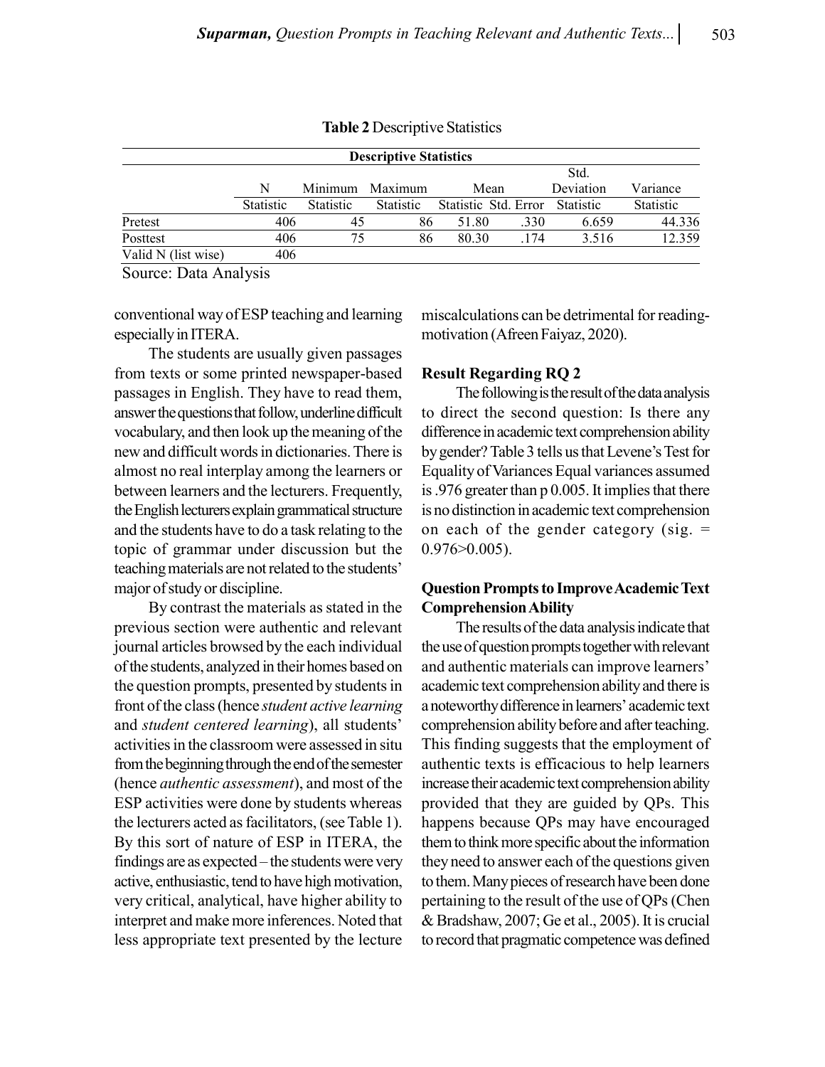**Table 2** Descriptive Statistics

| Descriptive Statistics | | | | | | | |
|---|---|---|---|---|---|---|---|
| | N | Minimum | Maximum | Mean | | Std. Deviation | Variance |
| | Statistic | Statistic | Statistic | Statistic | Std. Error | Statistic | Statistic |
| Pretest | 406 | 45 | 86 | 51.80 | .330 | 6.659 | 44.336 |
| Posttest | 406 | 75 | 86 | 80.30 | .174 | 3.516 | 12.359 |
| Valid N (list wise) | 406 | | | | | | |

Source: Data Analysis

conventional way of ESP teaching and learning especially in ITERA.

The students are usually given passages from texts or some printed newspaper-based passages in English. They have to read them, answer the questions that follow, underline difficult vocabulary, and then look up the meaning of the new and difficult words in dictionaries. There is almost no real interplay among the learners or between learners and the lecturers. Frequently, the English lecturers explain grammatical structure and the students have to do a task relating to the topic of grammar under discussion but the teaching materials are not related to the students' major of study or discipline.

By contrast the materials as stated in the previous section were authentic and relevant journal articles browsed by the each individual of the students, analyzed in their homes based on the question prompts, presented by students in front of the class (hence *student active learning* and *student centered learning*), all students' activities in the classroom were assessed in situ from the beginning through the end of the semester (hence *authentic assessment*), and most of the ESP activities were done by students whereas the lecturers acted as facilitators, (see Table 1). By this sort of nature of ESP in ITERA, the findings are as expected – the students were very active, enthusiastic, tend to have high motivation, very critical, analytical, have higher ability to interpret and make more inferences. Noted that less appropriate text presented by the lecture miscalculations can be detrimental for reading-motivation (Afreen Faiyaz, 2020).

### Result Regarding RQ 2

The following is the result of the data analysis to direct the second question: Is there any difference in academic text comprehension ability by gender? Table 3 tells us that Levene's Test for Equality of Variances Equal variances assumed is .976 greater than p 0.005. It implies that there is no distinction in academic text comprehension on each of the gender category (sig. = 0.976>0.005).

### Question Prompts to Improve Academic Text Comprehension Ability

The results of the data analysis indicate that the use of question prompts together with relevant and authentic materials can improve learners' academic text comprehension ability and there is a noteworthy difference in learners' academic text comprehension ability before and after teaching. This finding suggests that the employment of authentic texts is efficacious to help learners increase their academic text comprehension ability provided that they are guided by QPs. This happens because QPs may have encouraged them to think more specific about the information they need to answer each of the questions given to them. Many pieces of research have been done pertaining to the result of the use of QPs (Chen & Bradshaw, 2007; Ge et al., 2005). It is crucial to record that pragmatic competence was defined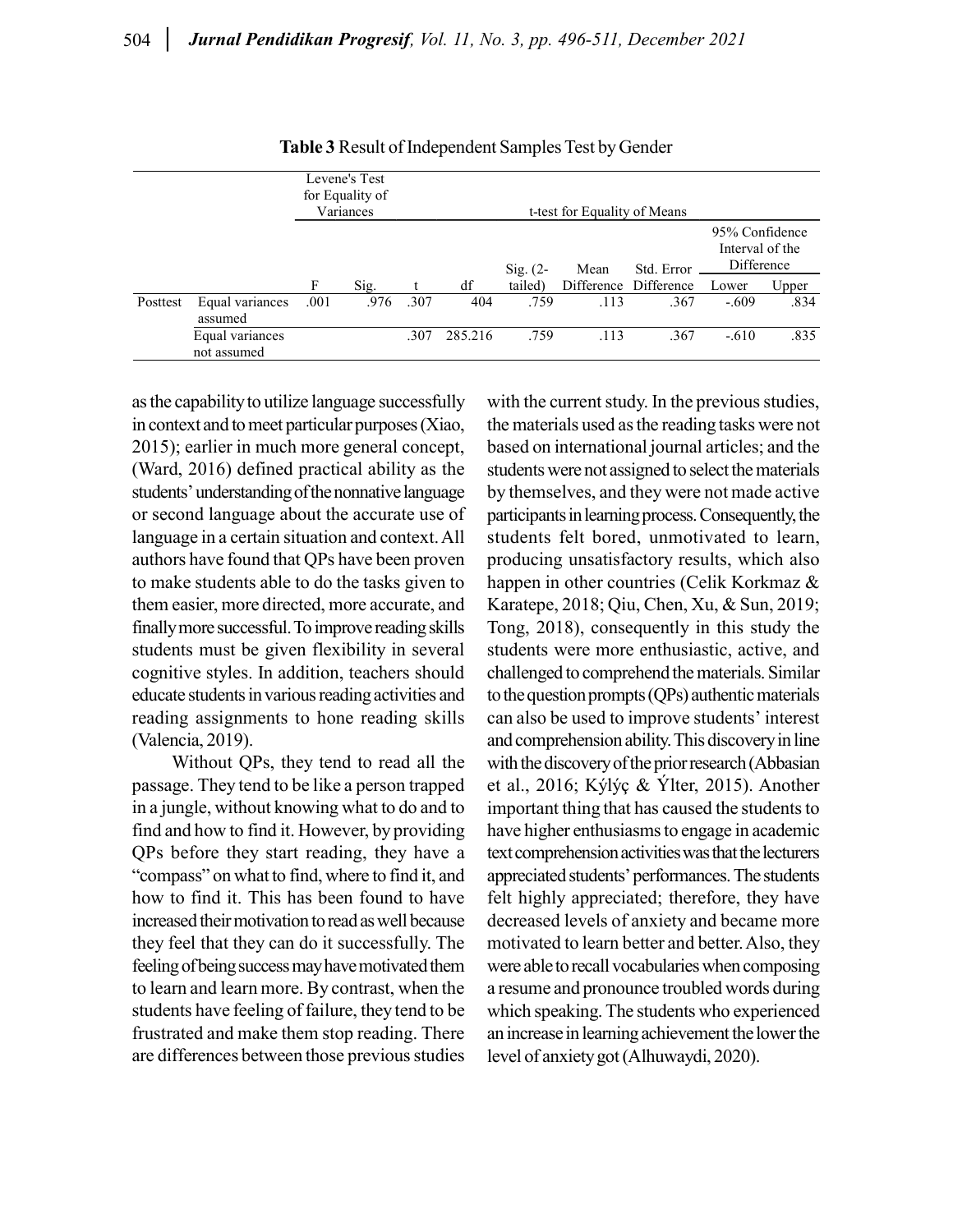**Table 3** Result of Independent Samples Test by Gender

| | | Levene's Test for Equality of Variances | | t-test for Equality of Means | | | | | | |
|---|---|---|---|---|---|---|---|---|---|---|
| | | | | | | | | | 95% Confidence Interval of the Difference | |
| | | F | Sig. | t | df | Sig. (2-tailed) | Mean Difference | Std. Error Difference | Lower | Upper |
| Posttest | Equal variances assumed | .001 | .976 | .307 | 404 | .759 | .113 | .367 | -.609 | .834 |
| | Equal variances not assumed | | | .307 | 285.216 | .759 | .113 | .367 | -.610 | .835 |

as the capability to utilize language successfully in context and to meet particular purposes (Xiao, 2015); earlier in much more general concept, (Ward, 2016) defined practical ability as the students' understanding of the nonnative language or second language about the accurate use of language in a certain situation and context. All authors have found that QPs have been proven to make students able to do the tasks given to them easier, more directed, more accurate, and finally more successful. To improve reading skills students must be given flexibility in several cognitive styles. In addition, teachers should educate students in various reading activities and reading assignments to hone reading skills (Valencia, 2019).

Without QPs, they tend to read all the passage. They tend to be like a person trapped in a jungle, without knowing what to do and to find and how to find it. However, by providing QPs before they start reading, they have a "compass" on what to find, where to find it, and how to find it. This has been found to have increased their motivation to read as well because they feel that they can do it successfully. The feeling of being success may have motivated them to learn and learn more. By contrast, when the students have feeling of failure, they tend to be frustrated and make them stop reading. There are differences between those previous studies with the current study. In the previous studies, the materials used as the reading tasks were not based on international journal articles; and the students were not assigned to select the materials by themselves, and they were not made active participants in learning process. Consequently, the students felt bored, unmotivated to learn, producing unsatisfactory results, which also happen in other countries (Celik Korkmaz & Karatepe, 2018; Qiu, Chen, Xu, & Sun, 2019; Tong, 2018), consequently in this study the students were more enthusiastic, active, and challenged to comprehend the materials. Similar to the question prompts (QPs) authentic materials can also be used to improve students' interest and comprehension ability. This discovery in line with the discovery of the prior research (Abbasian et al., 2016; Kýlýç & Ýlter, 2015). Another important thing that has caused the students to have higher enthusiasms to engage in academic text comprehension activities was that the lecturers appreciated students' performances. The students felt highly appreciated; therefore, they have decreased levels of anxiety and became more motivated to learn better and better. Also, they were able to recall vocabularies when composing a resume and pronounce troubled words during which speaking. The students who experienced an increase in learning achievement the lower the level of anxiety got (Alhuwaydi, 2020).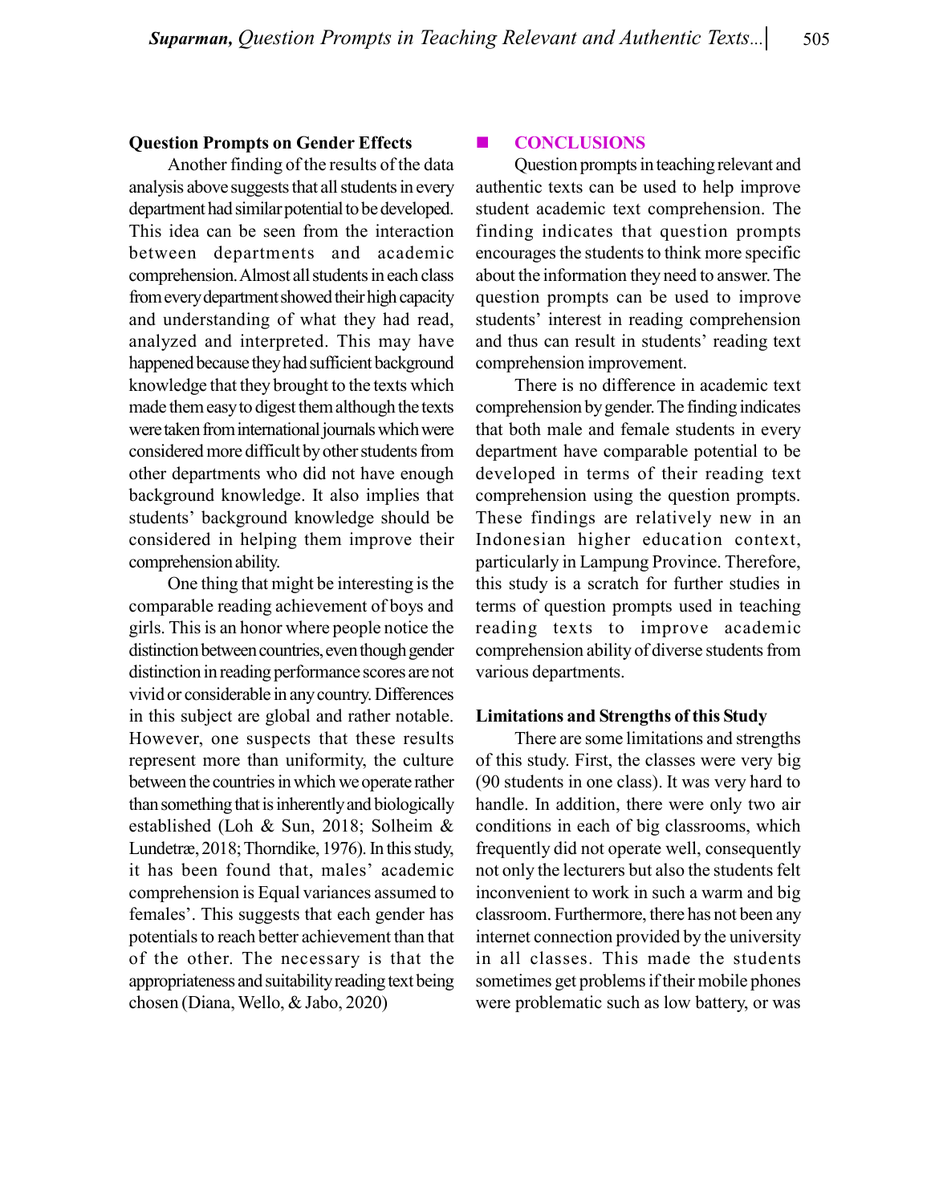### Question Prompts on Gender Effects

Another finding of the results of the data analysis above suggests that all students in every department had similar potential to be developed. This idea can be seen from the interaction between departments and academic comprehension. Almost all students in each class from every department showed their high capacity and understanding of what they had read, analyzed and interpreted. This may have happened because they had sufficient background knowledge that they brought to the texts which made them easy to digest them although the texts were taken from international journals which were considered more difficult by other students from other departments who did not have enough background knowledge. It also implies that students' background knowledge should be considered in helping them improve their comprehension ability.

One thing that might be interesting is the comparable reading achievement of boys and girls. This is an honor where people notice the distinction between countries, even though gender distinction in reading performance scores are not vivid or considerable in any country. Differences in this subject are global and rather notable. However, one suspects that these results represent more than uniformity, the culture between the countries in which we operate rather than something that is inherently and biologically established (Loh & Sun, 2018; Solheim & Lundetræ, 2018; Thorndike, 1976). In this study, it has been found that, males' academic comprehension is Equal variances assumed to females'. This suggests that each gender has potentials to reach better achievement than that of the other. The necessary is that the appropriateness and suitability reading text being chosen (Diana, Wello, & Jabo, 2020)

## CONCLUSIONS

Question prompts in teaching relevant and authentic texts can be used to help improve student academic text comprehension. The finding indicates that question prompts encourages the students to think more specific about the information they need to answer. The question prompts can be used to improve students' interest in reading comprehension and thus can result in students' reading text comprehension improvement.

There is no difference in academic text comprehension by gender. The finding indicates that both male and female students in every department have comparable potential to be developed in terms of their reading text comprehension using the question prompts. These findings are relatively new in an Indonesian higher education context, particularly in Lampung Province. Therefore, this study is a scratch for further studies in terms of question prompts used in teaching reading texts to improve academic comprehension ability of diverse students from various departments.

### Limitations and Strengths of this Study

There are some limitations and strengths of this study. First, the classes were very big (90 students in one class). It was very hard to handle. In addition, there were only two air conditions in each of big classrooms, which frequently did not operate well, consequently not only the lecturers but also the students felt inconvenient to work in such a warm and big classroom. Furthermore, there has not been any internet connection provided by the university in all classes. This made the students sometimes get problems if their mobile phones were problematic such as low battery, or was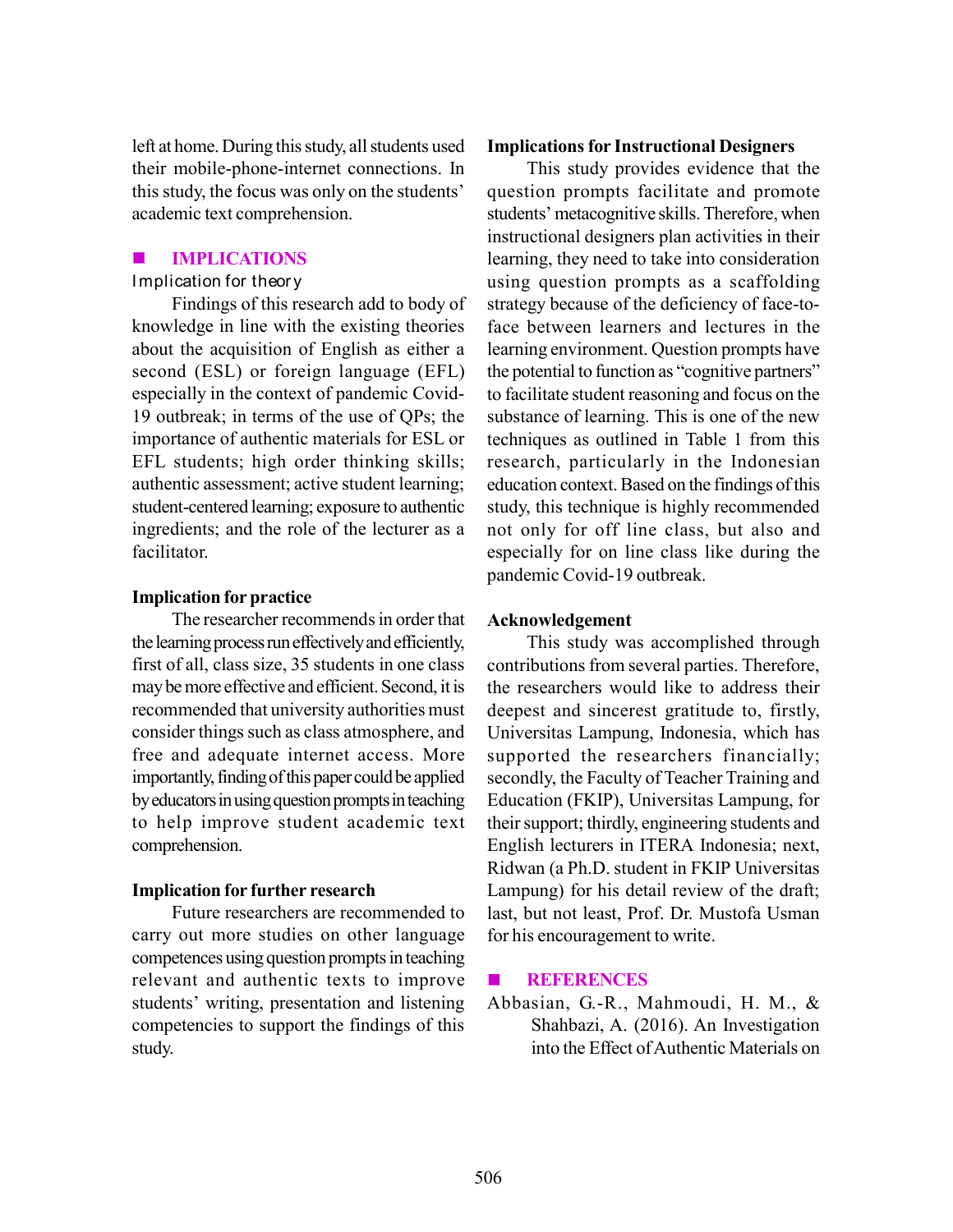left at home. During this study, all students used their mobile-phone-internet connections. In this study, the focus was only on the students' academic text comprehension.

## IMPLICATIONS

### Implication for theory

Findings of this research add to body of knowledge in line with the existing theories about the acquisition of English as either a second (ESL) or foreign language (EFL) especially in the context of pandemic Covid-19 outbreak; in terms of the use of QPs; the importance of authentic materials for ESL or EFL students; high order thinking skills; authentic assessment; active student learning; student-centered learning; exposure to authentic ingredients; and the role of the lecturer as a facilitator.

### Implication for practice

The researcher recommends in order that the learning process run effectively and efficiently, first of all, class size, 35 students in one class may be more effective and efficient. Second, it is recommended that university authorities must consider things such as class atmosphere, and free and adequate internet access. More importantly, finding of this paper could be applied by educators in using question prompts in teaching to help improve student academic text comprehension.

### Implication for further research

Future researchers are recommended to carry out more studies on other language competences using question prompts in teaching relevant and authentic texts to improve students' writing, presentation and listening competencies to support the findings of this study.

### Implications for Instructional Designers

This study provides evidence that the question prompts facilitate and promote students' metacognitive skills. Therefore, when instructional designers plan activities in their learning, they need to take into consideration using question prompts as a scaffolding strategy because of the deficiency of face-to-face between learners and lectures in the learning environment. Question prompts have the potential to function as "cognitive partners" to facilitate student reasoning and focus on the substance of learning. This is one of the new techniques as outlined in Table 1 from this research, particularly in the Indonesian education context. Based on the findings of this study, this technique is highly recommended not only for off line class, but also and especially for on line class like during the pandemic Covid-19 outbreak.

### Acknowledgement

This study was accomplished through contributions from several parties. Therefore, the researchers would like to address their deepest and sincerest gratitude to, firstly, Universitas Lampung, Indonesia, which has supported the researchers financially; secondly, the Faculty of Teacher Training and Education (FKIP), Universitas Lampung, for their support; thirdly, engineering students and English lecturers in ITERA Indonesia; next, Ridwan (a Ph.D. student in FKIP Universitas Lampung) for his detail review of the draft; last, but not least, Prof. Dr. Mustofa Usman for his encouragement to write.

## REFERENCES

Abbasian, G.-R., Mahmoudi, H. M., & Shahbazi, A. (2016). An Investigation into the Effect of Authentic Materials on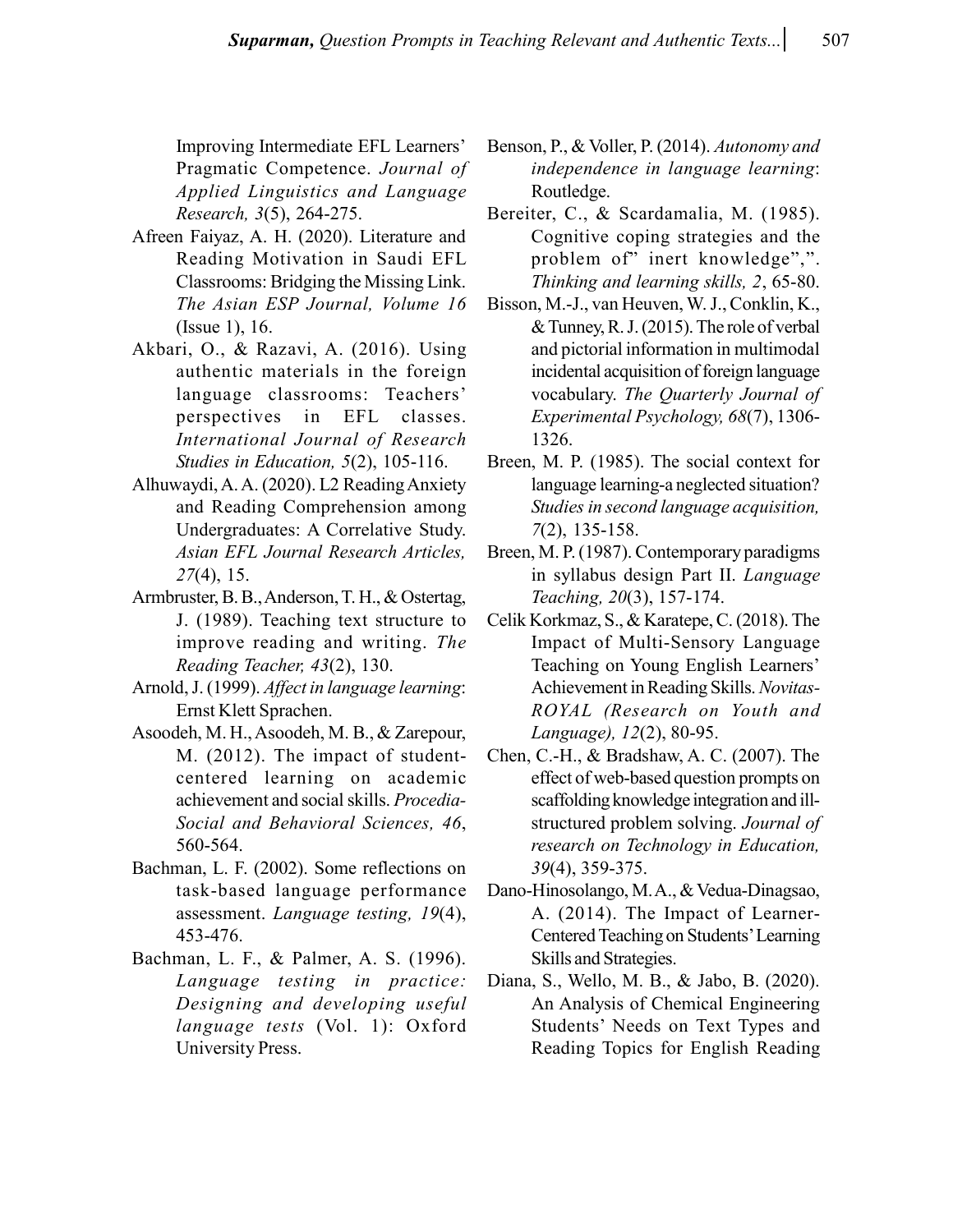Improving Intermediate EFL Learners' Pragmatic Competence. *Journal of Applied Linguistics and Language Research, 3*(5), 264-275.

Afreen Faiyaz, A. H. (2020). Literature and Reading Motivation in Saudi EFL Classrooms: Bridging the Missing Link. *The Asian ESP Journal, Volume 16* (Issue 1), 16.

Akbari, O., & Razavi, A. (2016). Using authentic materials in the foreign language classrooms: Teachers' perspectives in EFL classes. *International Journal of Research Studies in Education, 5*(2), 105-116.

Alhuwaydi, A. A. (2020). L2 Reading Anxiety and Reading Comprehension among Undergraduates: A Correlative Study. *Asian EFL Journal Research Articles, 27*(4), 15.

Armbruster, B. B., Anderson, T. H., & Ostertag, J. (1989). Teaching text structure to improve reading and writing. *The Reading Teacher, 43*(2), 130.

Arnold, J. (1999). *Affect in language learning*: Ernst Klett Sprachen.

Asoodeh, M. H., Asoodeh, M. B., & Zarepour, M. (2012). The impact of student-centered learning on academic achievement and social skills. *Procedia-Social and Behavioral Sciences, 46*, 560-564.

Bachman, L. F. (2002). Some reflections on task-based language performance assessment. *Language testing, 19*(4), 453-476.

Bachman, L. F., & Palmer, A. S. (1996). *Language testing in practice: Designing and developing useful language tests* (Vol. 1): Oxford University Press.

Benson, P., & Voller, P. (2014). *Autonomy and independence in language learning*: Routledge.

Bereiter, C., & Scardamalia, M. (1985). Cognitive coping strategies and the problem of" inert knowledge",". *Thinking and learning skills, 2*, 65-80.

Bisson, M.-J., van Heuven, W. J., Conklin, K., & Tunney, R. J. (2015). The role of verbal and pictorial information in multimodal incidental acquisition of foreign language vocabulary. *The Quarterly Journal of Experimental Psychology, 68*(7), 1306-1326.

Breen, M. P. (1985). The social context for language learning-a neglected situation? *Studies in second language acquisition, 7*(2), 135-158.

Breen, M. P. (1987). Contemporary paradigms in syllabus design Part II. *Language Teaching, 20*(3), 157-174.

Celik Korkmaz, S., & Karatepe, C. (2018). The Impact of Multi-Sensory Language Teaching on Young English Learners' Achievement in Reading Skills. *Novitas-ROYAL (Research on Youth and Language), 12*(2), 80-95.

Chen, C.-H., & Bradshaw, A. C. (2007). The effect of web-based question prompts on scaffolding knowledge integration and ill-structured problem solving. *Journal of research on Technology in Education, 39*(4), 359-375.

Dano-Hinosolango, M. A., & Vedua-Dinagsao, A. (2014). The Impact of Learner-Centered Teaching on Students' Learning Skills and Strategies.

Diana, S., Wello, M. B., & Jabo, B. (2020). An Analysis of Chemical Engineering Students' Needs on Text Types and Reading Topics for English Reading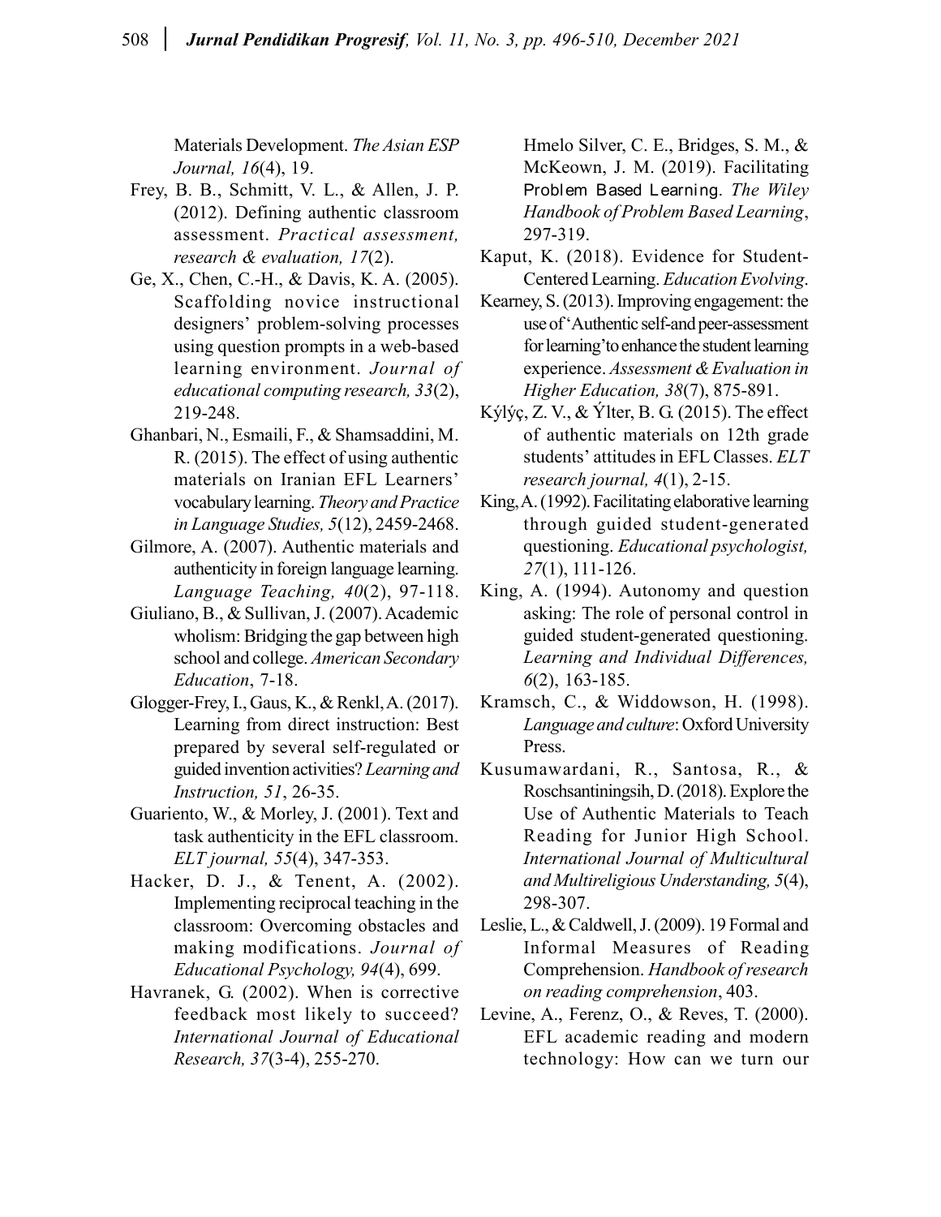Materials Development. *The Asian ESP Journal, 16*(4), 19.

Frey, B. B., Schmitt, V. L., & Allen, J. P. (2012). Defining authentic classroom assessment. *Practical assessment, research & evaluation, 17*(2).

Ge, X., Chen, C.-H., & Davis, K. A. (2005). Scaffolding novice instructional designers' problem-solving processes using question prompts in a web-based learning environment. *Journal of educational computing research, 33*(2), 219-248.

Ghanbari, N., Esmaili, F., & Shamsaddini, M. R. (2015). The effect of using authentic materials on Iranian EFL Learners' vocabulary learning. *Theory and Practice in Language Studies, 5*(12), 2459-2468.

Gilmore, A. (2007). Authentic materials and authenticity in foreign language learning. *Language Teaching, 40*(2), 97-118.

Giuliano, B., & Sullivan, J. (2007). Academic wholism: Bridging the gap between high school and college. *American Secondary Education*, 7-18.

Glogger-Frey, I., Gaus, K., & Renkl, A. (2017). Learning from direct instruction: Best prepared by several self-regulated or guided invention activities? *Learning and Instruction, 51*, 26-35.

Guariento, W., & Morley, J. (2001). Text and task authenticity in the EFL classroom. *ELT journal, 55*(4), 347-353.

Hacker, D. J., & Tenent, A. (2002). Implementing reciprocal teaching in the classroom: Overcoming obstacles and making modifications. *Journal of Educational Psychology, 94*(4), 699.

Havranek, G. (2002). When is corrective feedback most likely to succeed? *International Journal of Educational Research, 37*(3-4), 255-270.

Hmelo Silver, C. E., Bridges, S. M., & McKeown, J. M. (2019). Facilitating Problem Based Learning. *The Wiley Handbook of Problem Based Learning*, 297-319.

Kaput, K. (2018). Evidence for Student-Centered Learning. *Education Evolving*.

Kearney, S. (2013). Improving engagement: the use of 'Authentic self-and peer-assessment for learning' to enhance the student learning experience. *Assessment & Evaluation in Higher Education, 38*(7), 875-891.

Kýlýç, Z. V., & Ýlter, B. G. (2015). The effect of authentic materials on 12th grade students' attitudes in EFL Classes. *ELT research journal, 4*(1), 2-15.

King, A. (1992). Facilitating elaborative learning through guided student-generated questioning. *Educational psychologist, 27*(1), 111-126.

King, A. (1994). Autonomy and question asking: The role of personal control in guided student-generated questioning. *Learning and Individual Differences, 6*(2), 163-185.

Kramsch, C., & Widdowson, H. (1998). *Language and culture*: Oxford University Press.

Kusumawardani, R., Santosa, R., & Roschsantiningsih, D. (2018). Explore the Use of Authentic Materials to Teach Reading for Junior High School. *International Journal of Multicultural and Multireligious Understanding, 5*(4), 298-307.

Leslie, L., & Caldwell, J. (2009). 19 Formal and Informal Measures of Reading Comprehension. *Handbook of research on reading comprehension*, 403.

Levine, A., Ferenz, O., & Reves, T. (2000). EFL academic reading and modern technology: How can we turn our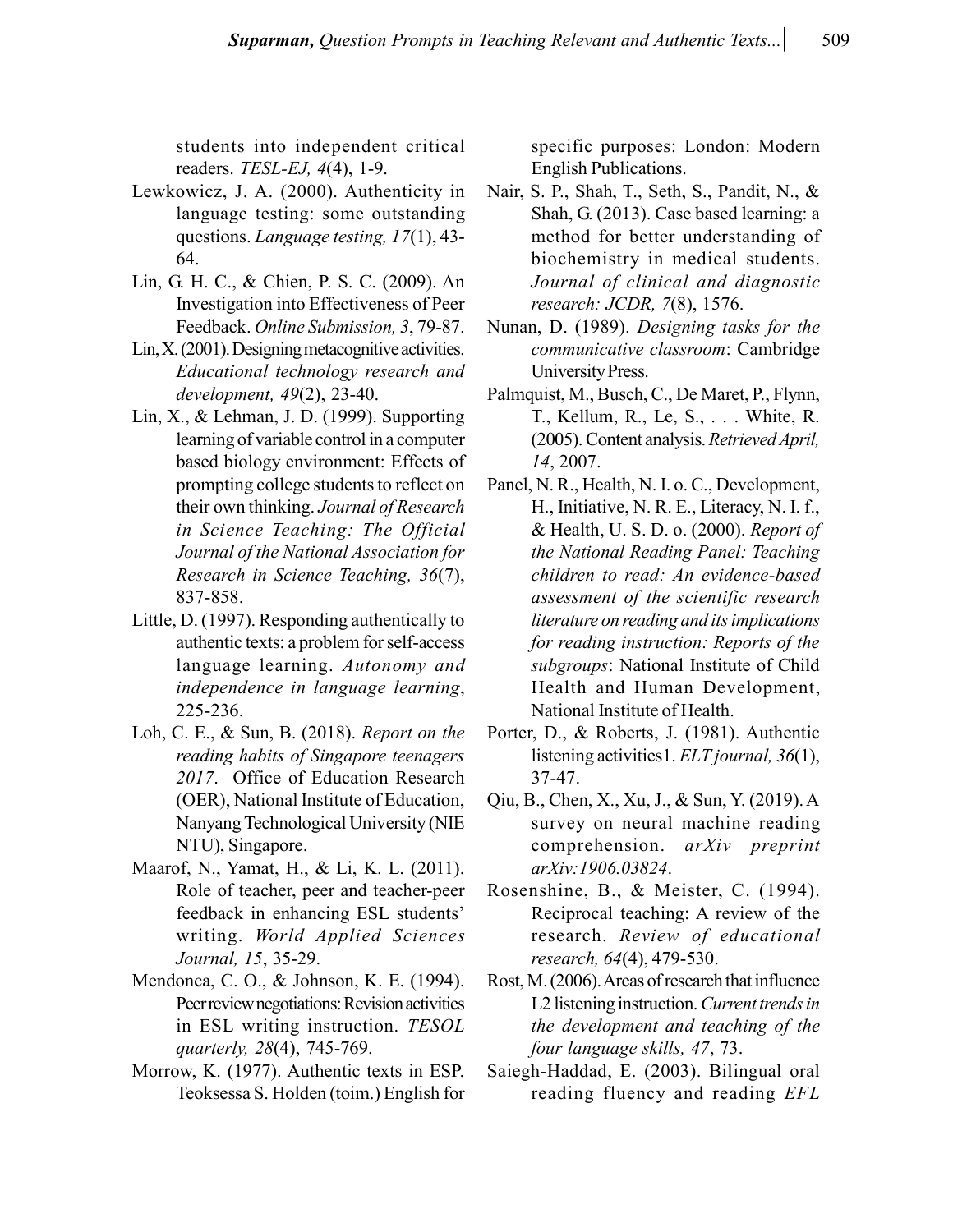students into independent critical readers. *TESL-EJ, 4*(4), 1-9.

Lewkowicz, J. A. (2000). Authenticity in language testing: some outstanding questions. *Language testing, 17*(1), 43-64.

Lin, G. H. C., & Chien, P. S. C. (2009). An Investigation into Effectiveness of Peer Feedback. *Online Submission, 3*, 79-87.

Lin, X. (2001). Designing metacognitive activities. *Educational technology research and development, 49*(2), 23-40.

Lin, X., & Lehman, J. D. (1999). Supporting learning of variable control in a computer based biology environment: Effects of prompting college students to reflect on their own thinking. *Journal of Research in Science Teaching: The Official Journal of the National Association for Research in Science Teaching, 36*(7), 837-858.

Little, D. (1997). Responding authentically to authentic texts: a problem for self-access language learning. *Autonomy and independence in language learning*, 225-236.

Loh, C. E., & Sun, B. (2018). *Report on the reading habits of Singapore teenagers 2017*. Office of Education Research (OER), National Institute of Education, Nanyang Technological University (NIE NTU), Singapore.

Maarof, N., Yamat, H., & Li, K. L. (2011). Role of teacher, peer and teacher-peer feedback in enhancing ESL students' writing. *World Applied Sciences Journal, 15*, 35-29.

Mendonca, C. O., & Johnson, K. E. (1994). Peer review negotiations: Revision activities in ESL writing instruction. *TESOL quarterly, 28*(4), 745-769.

Morrow, K. (1977). Authentic texts in ESP. Teoksessa S. Holden (toim.) English for specific purposes: London: Modern English Publications.

Nair, S. P., Shah, T., Seth, S., Pandit, N., & Shah, G. (2013). Case based learning: a method for better understanding of biochemistry in medical students. *Journal of clinical and diagnostic research: JCDR, 7*(8), 1576.

Nunan, D. (1989). *Designing tasks for the communicative classroom*: Cambridge University Press.

Palmquist, M., Busch, C., De Maret, P., Flynn, T., Kellum, R., Le, S., . . . White, R. (2005). Content analysis. *Retrieved April, 14*, 2007.

Panel, N. R., Health, N. I. o. C., Development, H., Initiative, N. R. E., Literacy, N. I. f., & Health, U. S. D. o. (2000). *Report of the National Reading Panel: Teaching children to read: An evidence-based assessment of the scientific research literature on reading and its implications for reading instruction: Reports of the subgroups*: National Institute of Child Health and Human Development, National Institute of Health.

Porter, D., & Roberts, J. (1981). Authentic listening activities1. *ELT journal, 36*(1), 37-47.

Qiu, B., Chen, X., Xu, J., & Sun, Y. (2019). A survey on neural machine reading comprehension. *arXiv preprint arXiv:1906.03824*.

Rosenshine, B., & Meister, C. (1994). Reciprocal teaching: A review of the research. *Review of educational research, 64*(4), 479-530.

Rost, M. (2006). Areas of research that influence L2 listening instruction. *Current trends in the development and teaching of the four language skills, 47*, 73.

Saiegh-Haddad, E. (2003). Bilingual oral reading fluency and reading *EFL*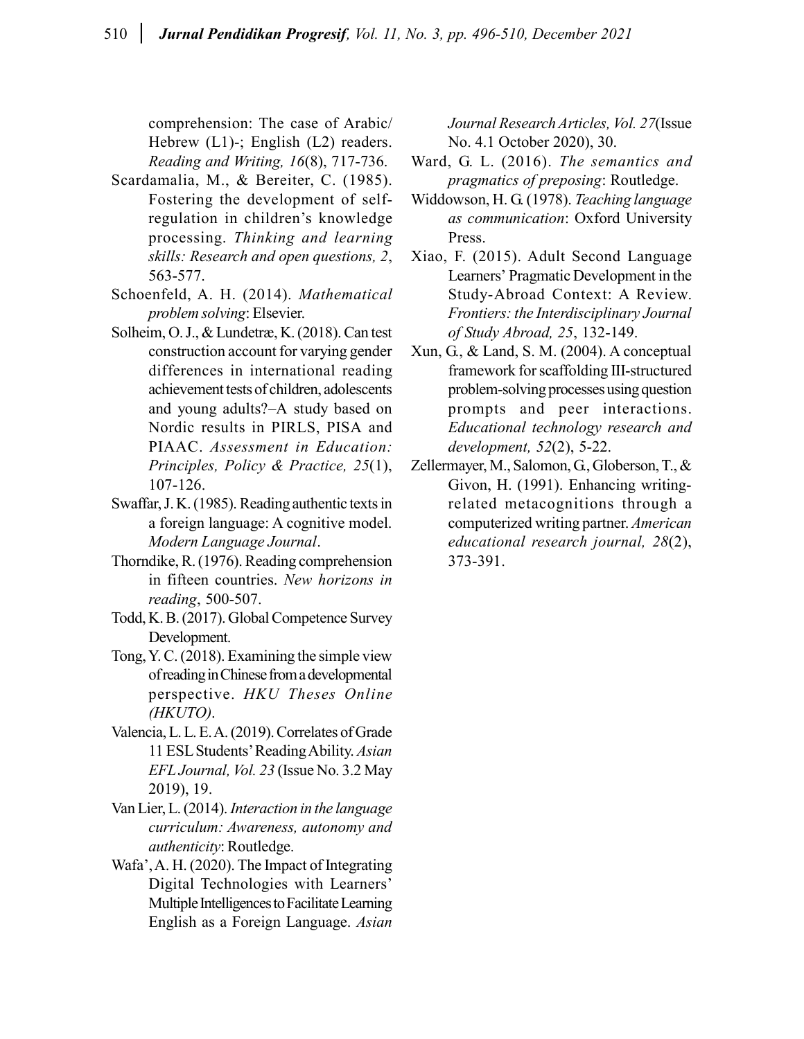comprehension: The case of Arabic/ Hebrew (L1)-; English (L2) readers. *Reading and Writing, 16*(8), 717-736.

Scardamalia, M., & Bereiter, C. (1985). Fostering the development of self-regulation in children's knowledge processing. *Thinking and learning skills: Research and open questions, 2*, 563-577.

Schoenfeld, A. H. (2014). *Mathematical problem solving*: Elsevier.

Solheim, O. J., & Lundetræ, K. (2018). Can test construction account for varying gender differences in international reading achievement tests of children, adolescents and young adults?–A study based on Nordic results in PIRLS, PISA and PIAAC. *Assessment in Education: Principles, Policy & Practice, 25*(1), 107-126.

Swaffar, J. K. (1985). Reading authentic texts in a foreign language: A cognitive model. *Modern Language Journal*.

Thorndike, R. (1976). Reading comprehension in fifteen countries. *New horizons in reading*, 500-507.

Todd, K. B. (2017). Global Competence Survey Development.

Tong, Y. C. (2018). Examining the simple view of reading in Chinese from a developmental perspective. *HKU Theses Online (HKUTO)*.

Valencia, L. L. E. A. (2019). Correlates of Grade 11 ESL Students' Reading Ability. *Asian EFL Journal, Vol. 23* (Issue No. 3.2 May 2019), 19.

Van Lier, L. (2014). *Interaction in the language curriculum: Awareness, autonomy and authenticity*: Routledge.

Wafa', A. H. (2020). The Impact of Integrating Digital Technologies with Learners' Multiple Intelligences to Facilitate Learning English as a Foreign Language. *Asian Journal Research Articles, Vol. 27*(Issue No. 4.1 October 2020), 30.

Ward, G. L. (2016). *The semantics and pragmatics of preposing*: Routledge.

Widdowson, H. G. (1978). *Teaching language as communication*: Oxford University Press.

Xiao, F. (2015). Adult Second Language Learners' Pragmatic Development in the Study-Abroad Context: A Review. *Frontiers: the Interdisciplinary Journal of Study Abroad, 25*, 132-149.

Xun, G., & Land, S. M. (2004). A conceptual framework for scaffolding III-structured problem-solving processes using question prompts and peer interactions. *Educational technology research and development, 52*(2), 5-22.

Zellermayer, M., Salomon, G., Globerson, T., & Givon, H. (1991). Enhancing writing-related metacognitions through a computerized writing partner. *American educational research journal, 28*(2), 373-391.